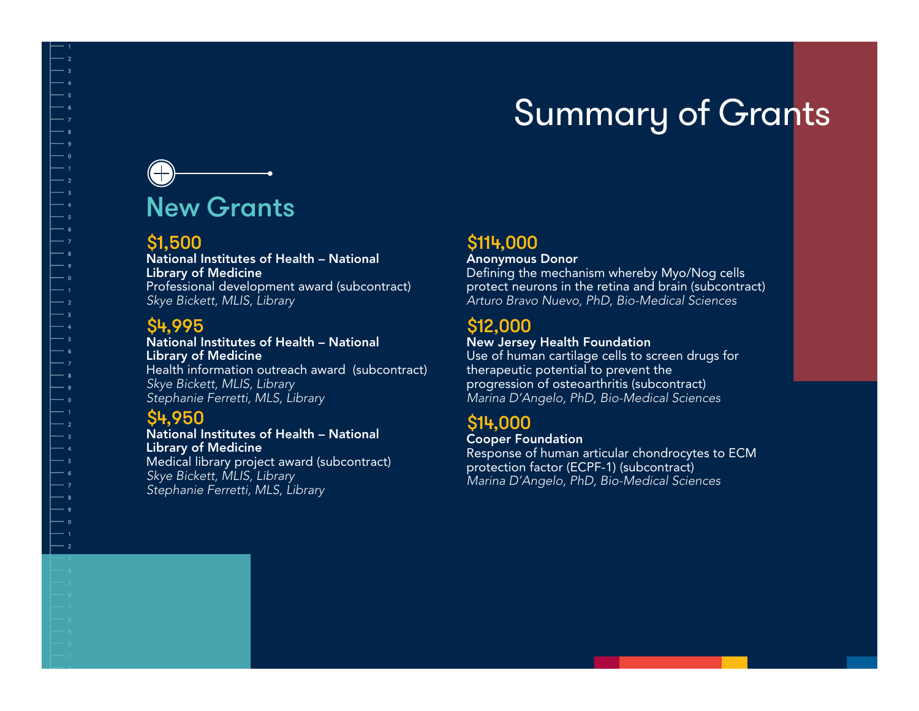# Summary of Grants

## New Grants

**$1,500**
**National Institutes of Health – National Library of Medicine**
Professional development award (subcontract)
*Skye Bickett, MLIS, Library*

**$4,995**
**National Institutes of Health – National Library of Medicine**
Health information outreach award (subcontract)
*Skye Bickett, MLIS, Library*
*Stephanie Ferretti, MLS, Library*

**$4,950**
**National Institutes of Health – National Library of Medicine**
Medical library project award (subcontract)
*Skye Bickett, MLIS, Library*
*Stephanie Ferretti, MLS, Library*

**$114,000**
**Anonymous Donor**
Defining the mechanism whereby Myo/Nog cells protect neurons in the retina and brain (subcontract)
*Arturo Bravo Nuevo, PhD, Bio-Medical Sciences*

**$12,000**
**New Jersey Health Foundation**
Use of human cartilage cells to screen drugs for therapeutic potential to prevent the progression of osteoarthritis (subcontract)
*Marina D'Angelo, PhD, Bio-Medical Sciences*

**$14,000**
**Cooper Foundation**
Response of human articular chondrocytes to ECM protection factor (ECPF-1) (subcontract)
*Marina D'Angelo, PhD, Bio-Medical Sciences*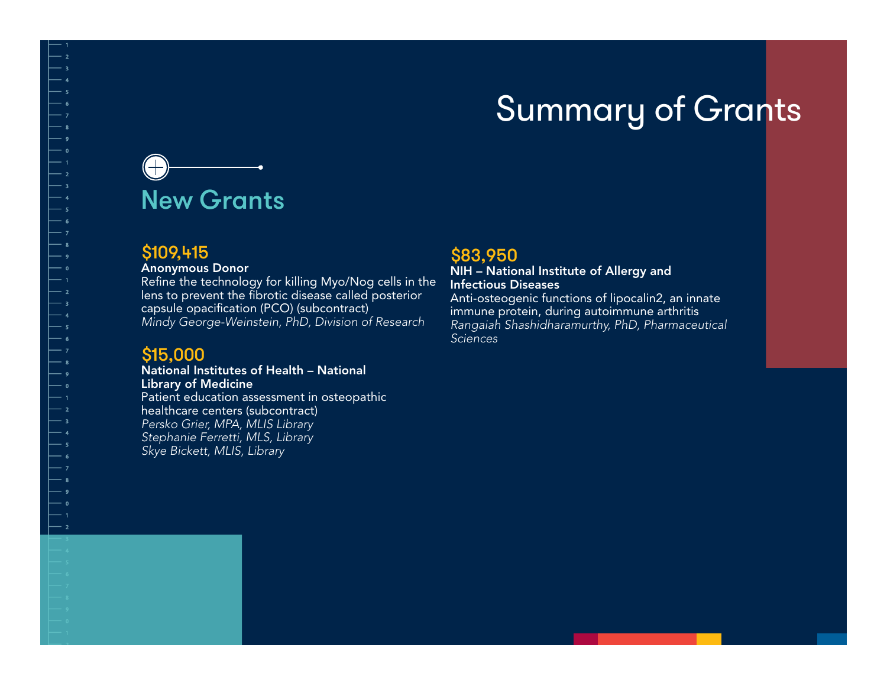# Summary of Grants

## New Grants

**$109,415**

**Anonymous Donor**

Refine the technology for killing Myo/Nog cells in the lens to prevent the fibrotic disease called posterior capsule opacification (PCO) (subcontract)

*Mindy George-Weinstein, PhD, Division of Research*

**$15,000**

**National Institutes of Health – National Library of Medicine**

Patient education assessment in osteopathic healthcare centers (subcontract)

*Persko Grier, MPA, MLIS Library*
*Stephanie Ferretti, MLS, Library*
*Skye Bickett, MLIS, Library*

**$83,950**

**NIH – National Institute of Allergy and Infectious Diseases**

Anti-osteogenic functions of lipocalin2, an innate immune protein, during autoimmune arthritis

*Rangaiah Shashidharamurthy, PhD, Pharmaceutical Sciences*